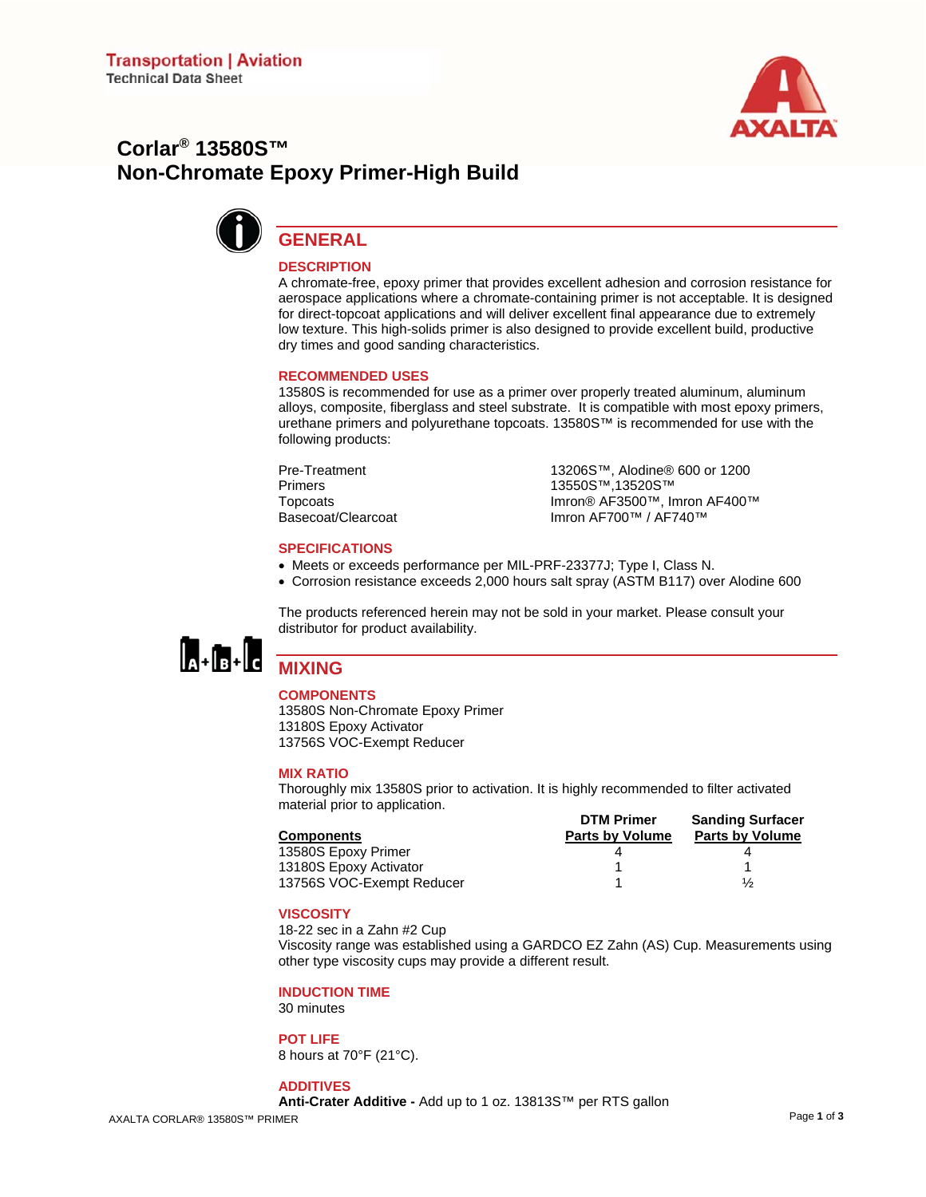Transportation | Aviation
Technical Data Sheet

# Corlar® 13580S™ Non-Chromate Epoxy Primer-High Build

## GENERAL

### DESCRIPTION

A chromate-free, epoxy primer that provides excellent adhesion and corrosion resistance for aerospace applications where a chromate-containing primer is not acceptable. It is designed for direct-topcoat applications and will deliver excellent final appearance due to extremely low texture. This high-solids primer is also designed to provide excellent build, productive dry times and good sanding characteristics.

### RECOMMENDED USES

13580S is recommended for use as a primer over properly treated aluminum, aluminum alloys, composite, fiberglass and steel substrate. It is compatible with most epoxy primers, urethane primers and polyurethane topcoats. 13580S™ is recommended for use with the following products:

| | |
|---|---|
| Pre-Treatment | 13206S™, Alodine® 600 or 1200 |
| Primers | 13550S™,13520S™ |
| Topcoats | Imron® AF3500™, Imron AF400™ |
| Basecoat/Clearcoat | Imron AF700™ / AF740™ |

### SPECIFICATIONS

- Meets or exceeds performance per MIL-PRF-23377J; Type I, Class N.
- Corrosion resistance exceeds 2,000 hours salt spray (ASTM B117) over Alodine 600

The products referenced herein may not be sold in your market. Please consult your distributor for product availability.

## MIXING

### COMPONENTS

13580S Non-Chromate Epoxy Primer
13180S Epoxy Activator
13756S VOC-Exempt Reducer

### MIX RATIO

Thoroughly mix 13580S prior to activation. It is highly recommended to filter activated material prior to application.

| Components | DTM Primer Parts by Volume | Sanding Surfacer Parts by Volume |
|---|---|---|
| 13580S Epoxy Primer | 4 | 4 |
| 13180S Epoxy Activator | 1 | 1 |
| 13756S VOC-Exempt Reducer | 1 | ½ |

### VISCOSITY

18-22 sec in a Zahn #2 Cup
Viscosity range was established using a GARDCO EZ Zahn (AS) Cup. Measurements using other type viscosity cups may provide a different result.

### INDUCTION TIME

30 minutes

### POT LIFE

8 hours at 70°F (21°C).

### ADDITIVES

**Anti-Crater Additive -** Add up to 1 oz. 13813S™ per RTS gallon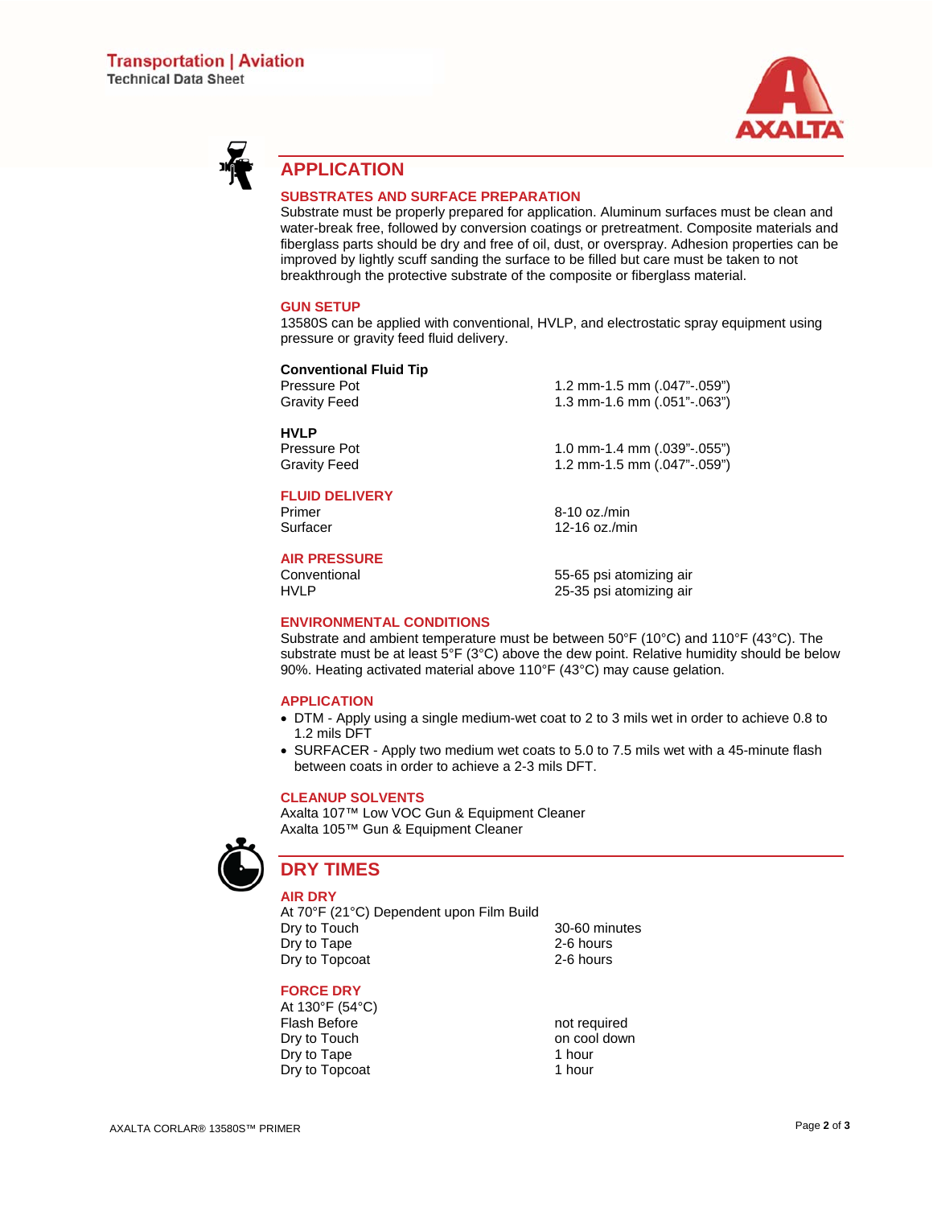## APPLICATION

### SUBSTRATES AND SURFACE PREPARATION

Substrate must be properly prepared for application. Aluminum surfaces must be clean and water-break free, followed by conversion coatings or pretreatment. Composite materials and fiberglass parts should be dry and free of oil, dust, or overspray. Adhesion properties can be improved by lightly scuff sanding the surface to be filled but care must be taken to not breakthrough the protective substrate of the composite or fiberglass material.

### GUN SETUP

13580S can be applied with conventional, HVLP, and electrostatic spray equipment using pressure or gravity feed fluid delivery.

**Conventional Fluid Tip**

| | |
|---|---|
| Pressure Pot | 1.2 mm-1.5 mm (.047”-.059”) |
| Gravity Feed | 1.3 mm-1.6 mm (.051”-.063”) |

**HVLP**

| | |
|---|---|
| Pressure Pot | 1.0 mm-1.4 mm (.039”-.055”) |
| Gravity Feed | 1.2 mm-1.5 mm (.047”-.059”) |

### FLUID DELIVERY

| | |
|---|---|
| Primer | 8-10 oz./min |
| Surfacer | 12-16 oz./min |

### AIR PRESSURE

| | |
|---|---|
| Conventional | 55-65 psi atomizing air |
| HVLP | 25-35 psi atomizing air |

### ENVIRONMENTAL CONDITIONS

Substrate and ambient temperature must be between 50°F (10°C) and 110°F (43°C). The substrate must be at least 5°F (3°C) above the dew point. Relative humidity should be below 90%. Heating activated material above 110°F (43°C) may cause gelation.

### APPLICATION

- DTM - Apply using a single medium-wet coat to 2 to 3 mils wet in order to achieve 0.8 to 1.2 mils DFT
- SURFACER - Apply two medium wet coats to 5.0 to 7.5 mils wet with a 45-minute flash between coats in order to achieve a 2-3 mils DFT.

### CLEANUP SOLVENTS

Axalta 107™ Low VOC Gun & Equipment Cleaner
Axalta 105™ Gun & Equipment Cleaner

## DRY TIMES

### AIR DRY

At 70°F (21°C) Dependent upon Film Build

| | |
|---|---|
| Dry to Touch | 30-60 minutes |
| Dry to Tape | 2-6 hours |
| Dry to Topcoat | 2-6 hours |

### FORCE DRY

At 130°F (54°C)

| | |
|---|---|
| Flash Before | not required |
| Dry to Touch | on cool down |
| Dry to Tape | 1 hour |
| Dry to Topcoat | 1 hour |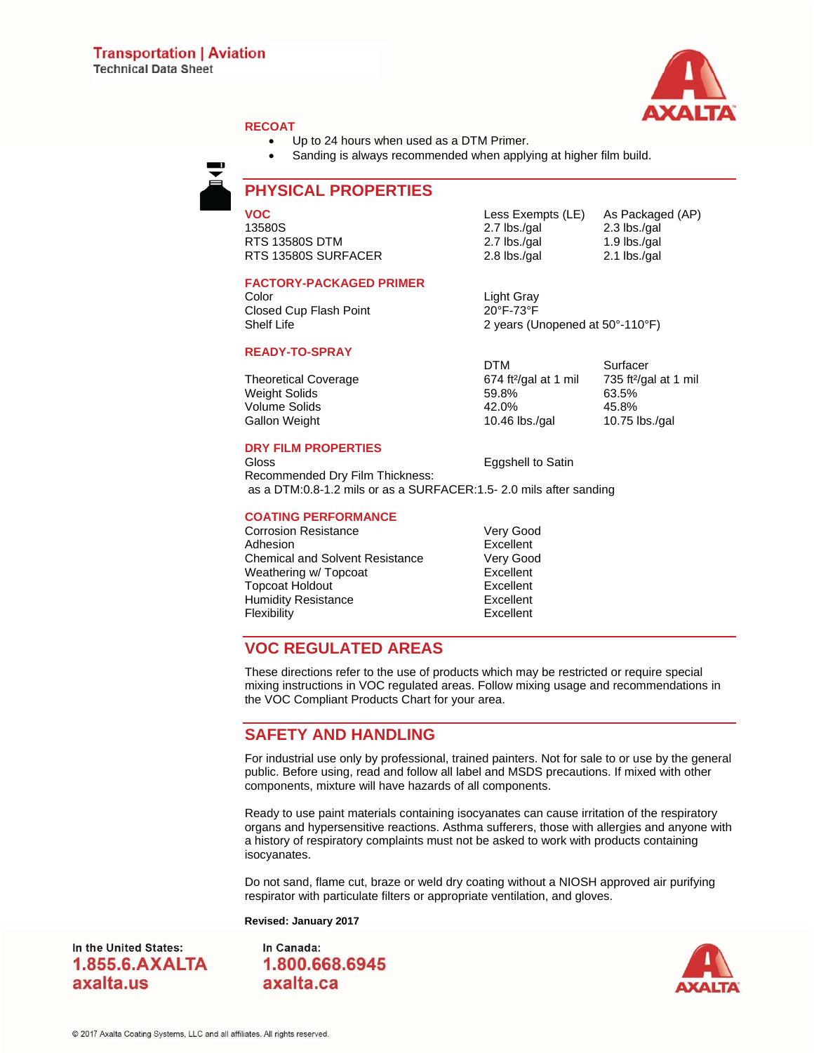### RECOAT

- Up to 24 hours when used as a DTM Primer.
- Sanding is always recommended when applying at higher film build.

## PHYSICAL PROPERTIES

### VOC

| | Less Exempts (LE) | As Packaged (AP) |
|---|---|---|
| 13580S | 2.7 lbs./gal | 2.3 lbs./gal |
| RTS 13580S DTM | 2.7 lbs./gal | 1.9 lbs./gal |
| RTS 13580S SURFACER | 2.8 lbs./gal | 2.1 lbs./gal |

### FACTORY-PACKAGED PRIMER

| | |
|---|---|
| Color | Light Gray |
| Closed Cup Flash Point | 20°F-73°F |
| Shelf Life | 2 years (Unopened at 50°-110°F) |

### READY-TO-SPRAY

| | DTM | Surfacer |
|---|---|---|
| Theoretical Coverage | 674 ft²/gal at 1 mil | 735 ft²/gal at 1 mil |
| Weight Solids | 59.8% | 63.5% |
| Volume Solids | 42.0% | 45.8% |
| Gallon Weight | 10.46 lbs./gal | 10.75 lbs./gal |

### DRY FILM PROPERTIES

Gloss: Eggshell to Satin

Recommended Dry Film Thickness:
as a DTM:0.8-1.2 mils or as a SURFACER:1.5- 2.0 mils after sanding

### COATING PERFORMANCE

| | |
|---|---|
| Corrosion Resistance | Very Good |
| Adhesion | Excellent |
| Chemical and Solvent Resistance | Very Good |
| Weathering w/ Topcoat | Excellent |
| Topcoat Holdout | Excellent |
| Humidity Resistance | Excellent |
| Flexibility | Excellent |

## VOC REGULATED AREAS

These directions refer to the use of products which may be restricted or require special mixing instructions in VOC regulated areas. Follow mixing usage and recommendations in the VOC Compliant Products Chart for your area.

## SAFETY AND HANDLING

For industrial use only by professional, trained painters. Not for sale to or use by the general public. Before using, read and follow all label and MSDS precautions. If mixed with other components, mixture will have hazards of all components.

Ready to use paint materials containing isocyanates can cause irritation of the respiratory organs and hypersensitive reactions. Asthma sufferers, those with allergies and anyone with a history of respiratory complaints must not be asked to work with products containing isocyanates.

Do not sand, flame cut, braze or weld dry coating without a NIOSH approved air purifying respirator with particulate filters or appropriate ventilation, and gloves.

**Revised: January 2017**